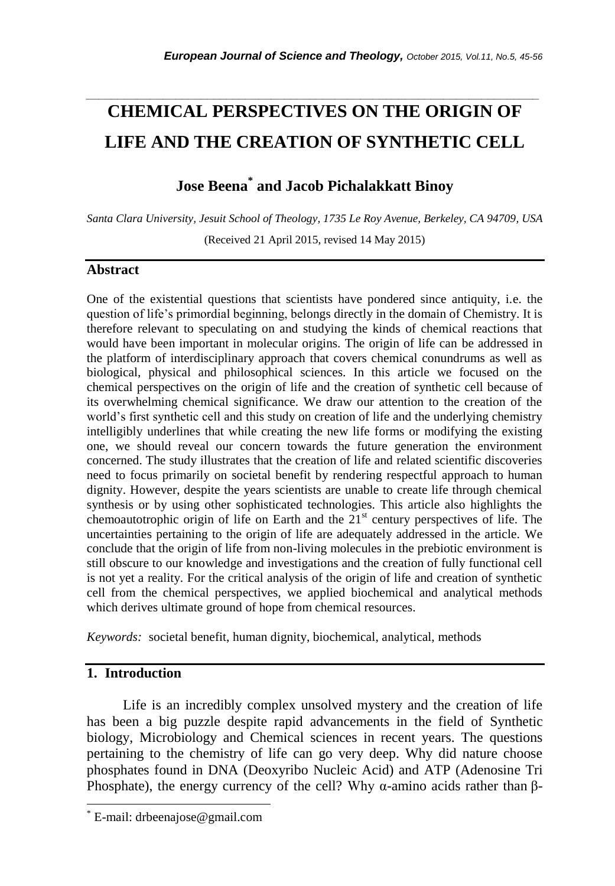# CHEMICAL PERSPECTIVES ON THE ORIGIN OF LIFE AND THE CREATION OF SYNTHETIC CELL

## Jose Beena[*] and Jacob Pichalakkatt Binoy

*Santa Clara University, Jesuit School of Theology, 1735 Le Roy Avenue, Berkeley, CA 94709, USA*

(Received 21 April 2015, revised 14 May 2015)

## Abstract

One of the existential questions that scientists have pondered since antiquity, i.e. the question of life's primordial beginning, belongs directly in the domain of Chemistry. It is therefore relevant to speculating on and studying the kinds of chemical reactions that would have been important in molecular origins. The origin of life can be addressed in the platform of interdisciplinary approach that covers chemical conundrums as well as biological, physical and philosophical sciences. In this article we focused on the chemical perspectives on the origin of life and the creation of synthetic cell because of its overwhelming chemical significance. We draw our attention to the creation of the world's first synthetic cell and this study on creation of life and the underlying chemistry intelligibly underlines that while creating the new life forms or modifying the existing one, we should reveal our concern towards the future generation the environment concerned. The study illustrates that the creation of life and related scientific discoveries need to focus primarily on societal benefit by rendering respectful approach to human dignity. However, despite the years scientists are unable to create life through chemical synthesis or by using other sophisticated technologies. This article also highlights the chemoautotrophic origin of life on Earth and the 21[st] century perspectives of life. The uncertainties pertaining to the origin of life are adequately addressed in the article. We conclude that the origin of life from non-living molecules in the prebiotic environment is still obscure to our knowledge and investigations and the creation of fully functional cell is not yet a reality. For the critical analysis of the origin of life and creation of synthetic cell from the chemical perspectives, we applied biochemical and analytical methods which derives ultimate ground of hope from chemical resources.

*Keywords:* societal benefit, human dignity, biochemical, analytical, methods

## 1. Introduction

Life is an incredibly complex unsolved mystery and the creation of life has been a big puzzle despite rapid advancements in the field of Synthetic biology, Microbiology and Chemical sciences in recent years. The questions pertaining to the chemistry of life can go very deep. Why did nature choose phosphates found in DNA (Deoxyribo Nucleic Acid) and ATP (Adenosine Tri Phosphate), the energy currency of the cell? Why α-amino acids rather than β-

---

[*] E-mail: drbeenajose@gmail.com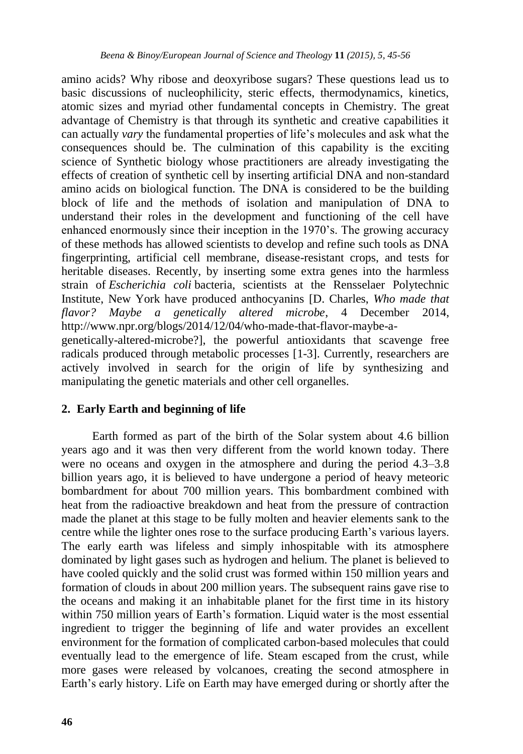amino acids? Why ribose and deoxyribose sugars? These questions lead us to basic discussions of nucleophilicity, steric effects, thermodynamics, kinetics, atomic sizes and myriad other fundamental concepts in Chemistry. The great advantage of Chemistry is that through its synthetic and creative capabilities it can actually *vary* the fundamental properties of life's molecules and ask what the consequences should be. The culmination of this capability is the exciting science of Synthetic biology whose practitioners are already investigating the effects of creation of synthetic cell by inserting artificial DNA and non-standard amino acids on biological function. The DNA is considered to be the building block of life and the methods of isolation and manipulation of DNA to understand their roles in the development and functioning of the cell have enhanced enormously since their inception in the 1970's. The growing accuracy of these methods has allowed scientists to develop and refine such tools as DNA fingerprinting, artificial cell membrane, disease-resistant crops, and tests for heritable diseases. Recently, by inserting some extra genes into the harmless strain of *Escherichia coli* bacteria, scientists at the Rensselaer Polytechnic Institute, New York have produced anthocyanins [D. Charles, *Who made that flavor? Maybe a genetically altered microbe*, 4 December 2014, http://www.npr.org/blogs/2014/12/04/who-made-that-flavor-maybe-a-genetically-altered-microbe?], the powerful antioxidants that scavenge free radicals produced through metabolic processes [1-3]. Currently, researchers are actively involved in search for the origin of life by synthesizing and manipulating the genetic materials and other cell organelles.

## 2. Early Earth and beginning of life

Earth formed as part of the birth of the Solar system about 4.6 billion years ago and it was then very different from the world known today. There were no oceans and oxygen in the atmosphere and during the period 4.3–3.8 billion years ago, it is believed to have undergone a period of heavy meteoric bombardment for about 700 million years. This bombardment combined with heat from the radioactive breakdown and heat from the pressure of contraction made the planet at this stage to be fully molten and heavier elements sank to the centre while the lighter ones rose to the surface producing Earth's various layers. The early earth was lifeless and simply inhospitable with its atmosphere dominated by light gases such as hydrogen and helium. The planet is believed to have cooled quickly and the solid crust was formed within 150 million years and formation of clouds in about 200 million years. The subsequent rains gave rise to the oceans and making it an inhabitable planet for the first time in its history within 750 million years of Earth's formation. Liquid water is the most essential ingredient to trigger the beginning of life and water provides an excellent environment for the formation of complicated carbon-based molecules that could eventually lead to the emergence of life. Steam escaped from the crust, while more gases were released by volcanoes, creating the second atmosphere in Earth's early history. Life on Earth may have emerged during or shortly after the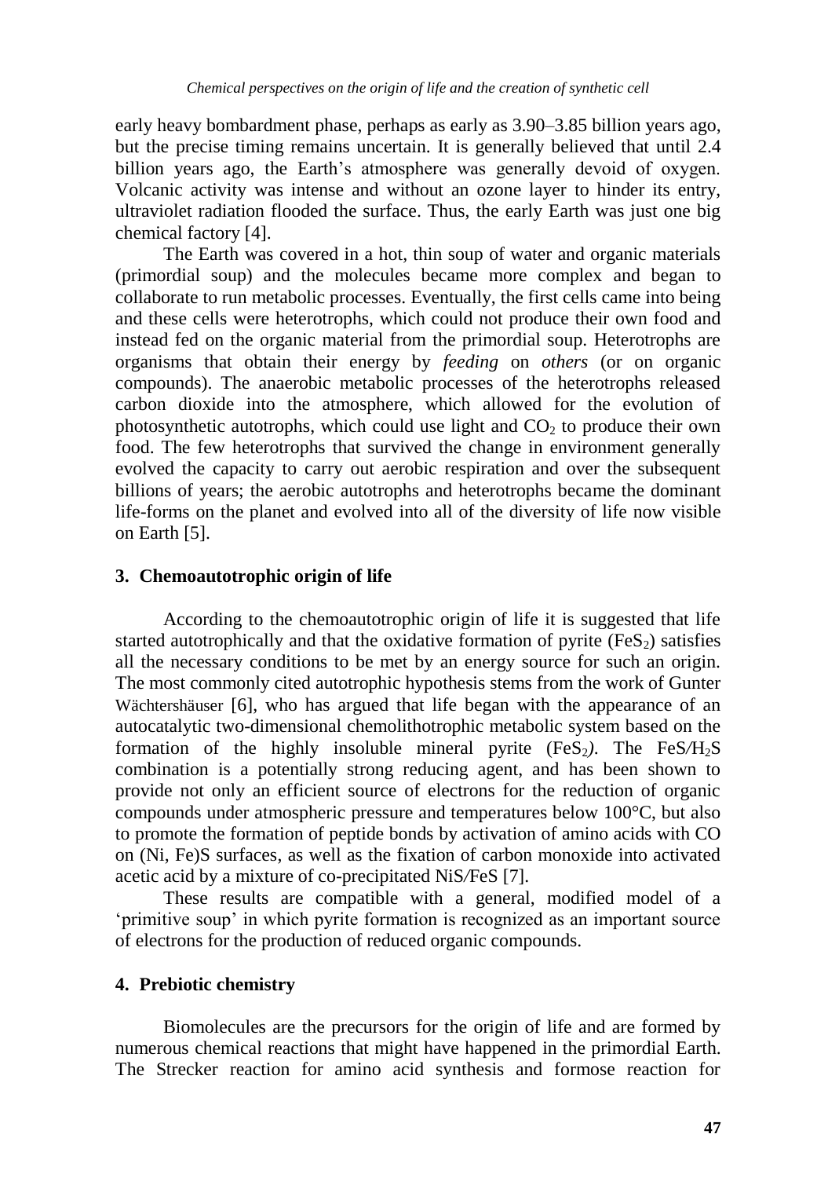early heavy bombardment phase, perhaps as early as 3.90–3.85 billion years ago, but the precise timing remains uncertain. It is generally believed that until 2.4 billion years ago, the Earth's atmosphere was generally devoid of oxygen. Volcanic activity was intense and without an ozone layer to hinder its entry, ultraviolet radiation flooded the surface. Thus, the early Earth was just one big chemical factory [4].

The Earth was covered in a hot, thin soup of water and organic materials (primordial soup) and the molecules became more complex and began to collaborate to run metabolic processes. Eventually, the first cells came into being and these cells were heterotrophs, which could not produce their own food and instead fed on the organic material from the primordial soup. Heterotrophs are organisms that obtain their energy by *feeding* on *others* (or on organic compounds). The anaerobic metabolic processes of the heterotrophs released carbon dioxide into the atmosphere, which allowed for the evolution of photosynthetic autotrophs, which could use light and $CO_2$ to produce their own food. The few heterotrophs that survived the change in environment generally evolved the capacity to carry out aerobic respiration and over the subsequent billions of years; the aerobic autotrophs and heterotrophs became the dominant life-forms on the planet and evolved into all of the diversity of life now visible on Earth [5].

## 3. Chemoautotrophic origin of life

According to the chemoautotrophic origin of life it is suggested that life started autotrophically and that the oxidative formation of pyrite ($FeS_2$) satisfies all the necessary conditions to be met by an energy source for such an origin. The most commonly cited autotrophic hypothesis stems from the work of Gunter Wächtershäuser [6], who has argued that life began with the appearance of an autocatalytic two-dimensional chemolithotrophic metabolic system based on the formation of the highly insoluble mineral pyrite ($FeS_2$). The $FeS/H_2S$ combination is a potentially strong reducing agent, and has been shown to provide not only an efficient source of electrons for the reduction of organic compounds under atmospheric pressure and temperatures below 100°C, but also to promote the formation of peptide bonds by activation of amino acids with CO on (Ni, Fe)S surfaces, as well as the fixation of carbon monoxide into activated acetic acid by a mixture of co-precipitated NiS/FeS [7].

These results are compatible with a general, modified model of a 'primitive soup' in which pyrite formation is recognized as an important source of electrons for the production of reduced organic compounds.

## 4. Prebiotic chemistry

Biomolecules are the precursors for the origin of life and are formed by numerous chemical reactions that might have happened in the primordial Earth. The Strecker reaction for amino acid synthesis and formose reaction for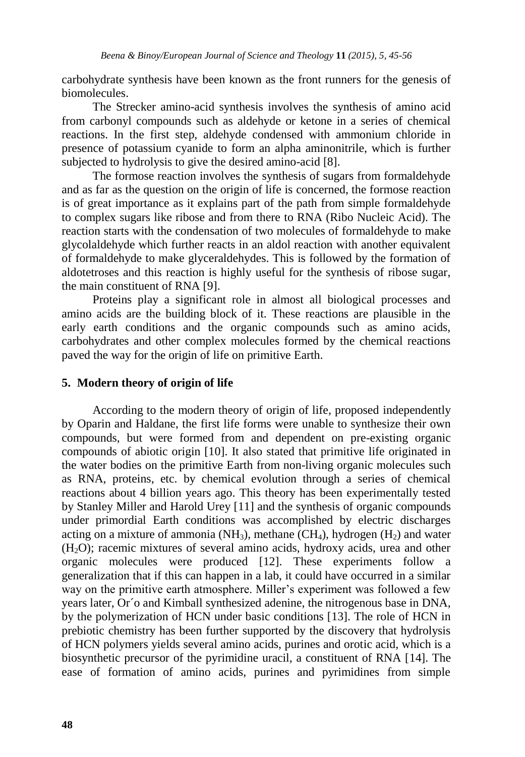carbohydrate synthesis have been known as the front runners for the genesis of biomolecules.

The Strecker amino-acid synthesis involves the synthesis of amino acid from carbonyl compounds such as aldehyde or ketone in a series of chemical reactions. In the first step, aldehyde condensed with ammonium chloride in presence of potassium cyanide to form an alpha aminonitrile, which is further subjected to hydrolysis to give the desired amino-acid [8].

The formose reaction involves the synthesis of sugars from formaldehyde and as far as the question on the origin of life is concerned, the formose reaction is of great importance as it explains part of the path from simple formaldehyde to complex sugars like ribose and from there to RNA (Ribo Nucleic Acid). The reaction starts with the condensation of two molecules of formaldehyde to make glycolaldehyde which further reacts in an aldol reaction with another equivalent of formaldehyde to make glyceraldehydes. This is followed by the formation of aldotetroses and this reaction is highly useful for the synthesis of ribose sugar, the main constituent of RNA [9].

Proteins play a significant role in almost all biological processes and amino acids are the building block of it. These reactions are plausible in the early earth conditions and the organic compounds such as amino acids, carbohydrates and other complex molecules formed by the chemical reactions paved the way for the origin of life on primitive Earth.

## 5. Modern theory of origin of life

According to the modern theory of origin of life, proposed independently by Oparin and Haldane, the first life forms were unable to synthesize their own compounds, but were formed from and dependent on pre-existing organic compounds of abiotic origin [10]. It also stated that primitive life originated in the water bodies on the primitive Earth from non-living organic molecules such as RNA, proteins, etc. by chemical evolution through a series of chemical reactions about 4 billion years ago. This theory has been experimentally tested by Stanley Miller and Harold Urey [11] and the synthesis of organic compounds under primordial Earth conditions was accomplished by electric discharges acting on a mixture of ammonia ($NH_3$), methane ($CH_4$), hydrogen ($H_2$) and water ($H_2O$); racemic mixtures of several amino acids, hydroxy acids, urea and other organic molecules were produced [12]. These experiments follow a generalization that if this can happen in a lab, it could have occurred in a similar way on the primitive earth atmosphere. Miller's experiment was followed a few years later, Or´o and Kimball synthesized adenine, the nitrogenous base in DNA, by the polymerization of HCN under basic conditions [13]. The role of HCN in prebiotic chemistry has been further supported by the discovery that hydrolysis of HCN polymers yields several amino acids, purines and orotic acid, which is a biosynthetic precursor of the pyrimidine uracil, a constituent of RNA [14]. The ease of formation of amino acids, purines and pyrimidines from simple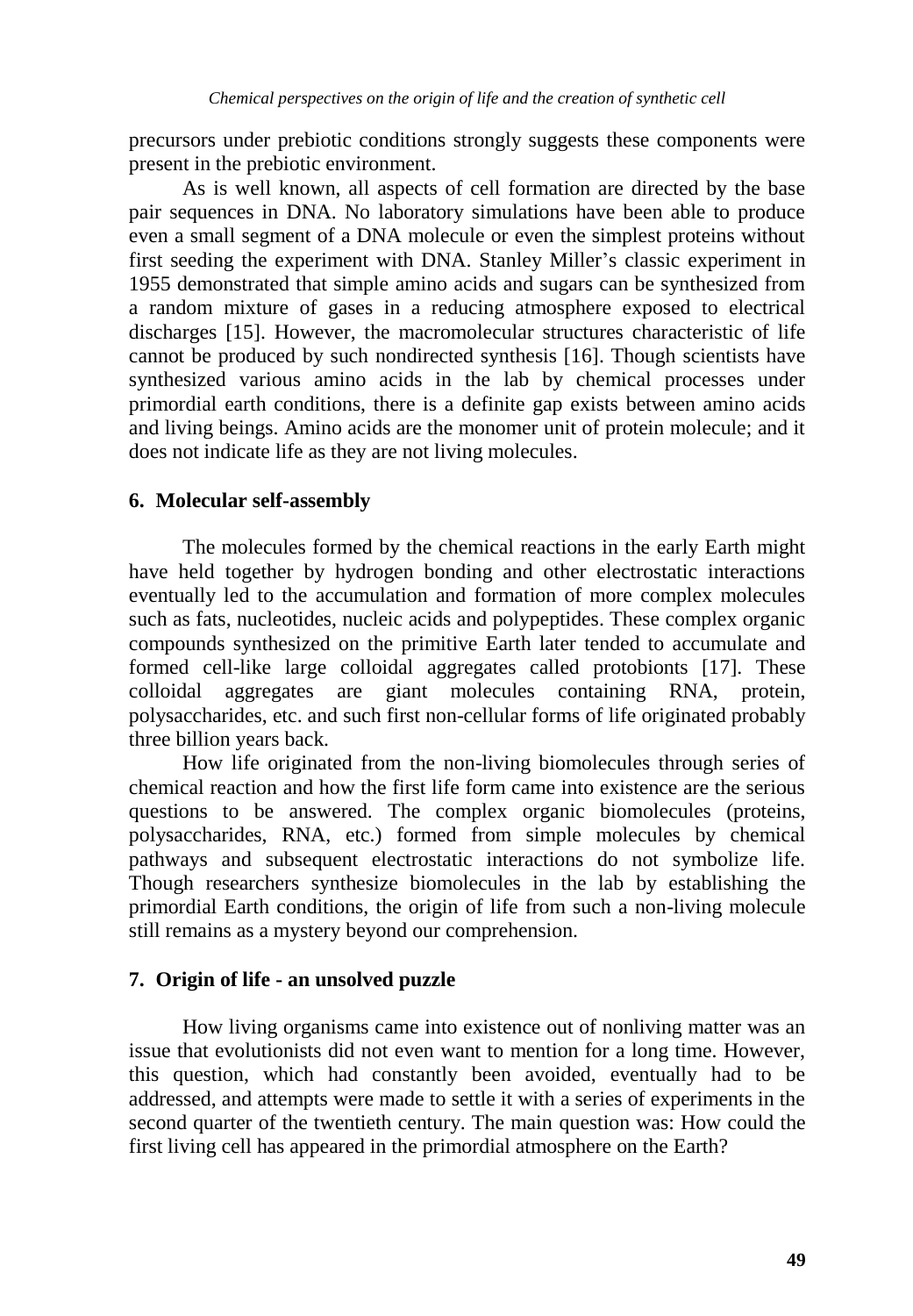precursors under prebiotic conditions strongly suggests these components were present in the prebiotic environment.

As is well known, all aspects of cell formation are directed by the base pair sequences in DNA. No laboratory simulations have been able to produce even a small segment of a DNA molecule or even the simplest proteins without first seeding the experiment with DNA. Stanley Miller's classic experiment in 1955 demonstrated that simple amino acids and sugars can be synthesized from a random mixture of gases in a reducing atmosphere exposed to electrical discharges [15]. However, the macromolecular structures characteristic of life cannot be produced by such nondirected synthesis [16]. Though scientists have synthesized various amino acids in the lab by chemical processes under primordial earth conditions, there is a definite gap exists between amino acids and living beings. Amino acids are the monomer unit of protein molecule; and it does not indicate life as they are not living molecules.

## 6. Molecular self-assembly

The molecules formed by the chemical reactions in the early Earth might have held together by hydrogen bonding and other electrostatic interactions eventually led to the accumulation and formation of more complex molecules such as fats, nucleotides, nucleic acids and polypeptides. These complex organic compounds synthesized on the primitive Earth later tended to accumulate and formed cell-like large colloidal aggregates called protobionts [17]. These colloidal aggregates are giant molecules containing RNA, protein, polysaccharides, etc. and such first non-cellular forms of life originated probably three billion years back.

How life originated from the non-living biomolecules through series of chemical reaction and how the first life form came into existence are the serious questions to be answered. The complex organic biomolecules (proteins, polysaccharides, RNA, etc.) formed from simple molecules by chemical pathways and subsequent electrostatic interactions do not symbolize life. Though researchers synthesize biomolecules in the lab by establishing the primordial Earth conditions, the origin of life from such a non-living molecule still remains as a mystery beyond our comprehension.

## 7. Origin of life - an unsolved puzzle

How living organisms came into existence out of nonliving matter was an issue that evolutionists did not even want to mention for a long time. However, this question, which had constantly been avoided, eventually had to be addressed, and attempts were made to settle it with a series of experiments in the second quarter of the twentieth century. The main question was: How could the first living cell has appeared in the primordial atmosphere on the Earth?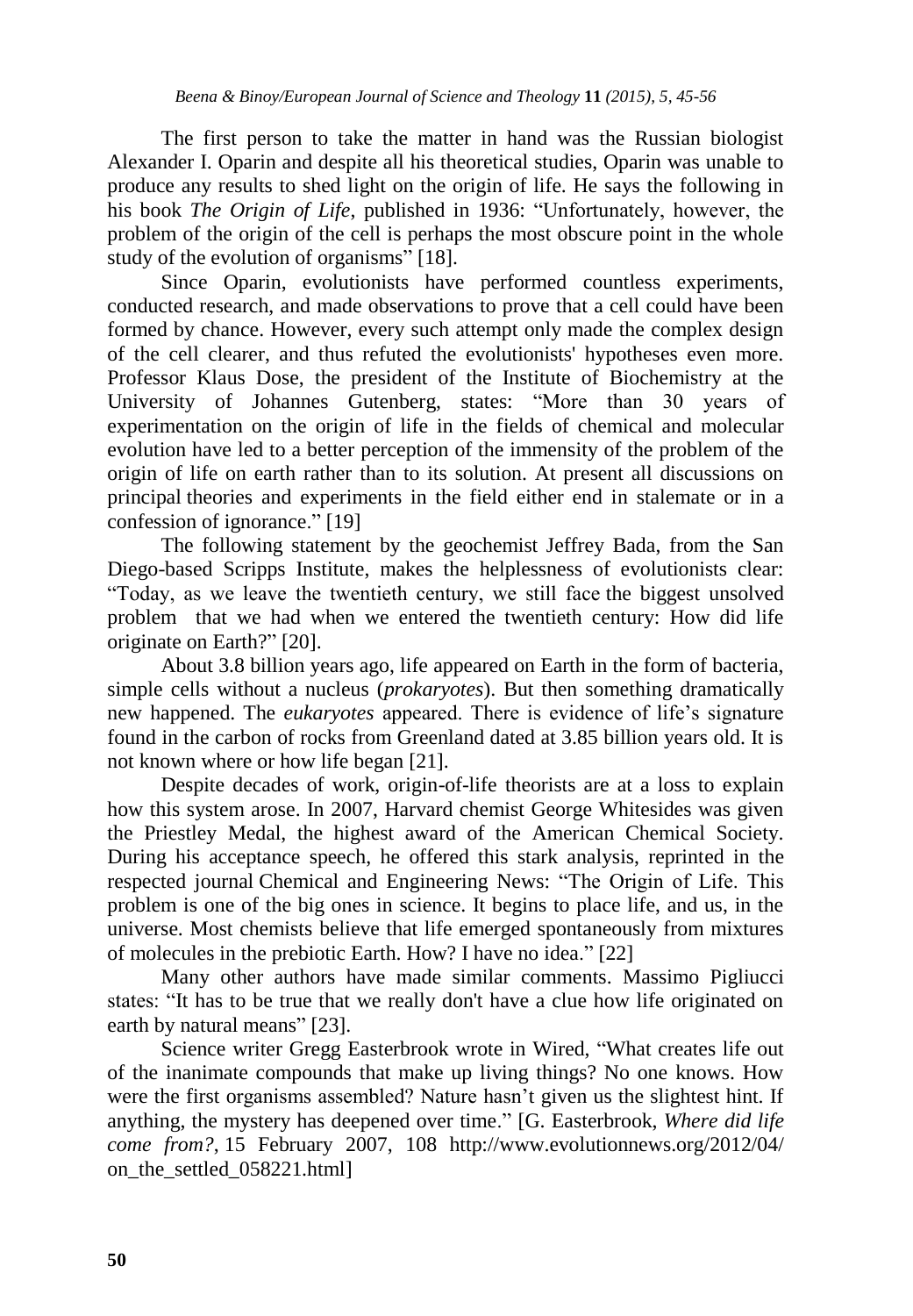The first person to take the matter in hand was the Russian biologist Alexander I. Oparin and despite all his theoretical studies, Oparin was unable to produce any results to shed light on the origin of life. He says the following in his book *The Origin of Life*, published in 1936: "Unfortunately, however, the problem of the origin of the cell is perhaps the most obscure point in the whole study of the evolution of organisms" [18].

Since Oparin, evolutionists have performed countless experiments, conducted research, and made observations to prove that a cell could have been formed by chance. However, every such attempt only made the complex design of the cell clearer, and thus refuted the evolutionists' hypotheses even more. Professor Klaus Dose, the president of the Institute of Biochemistry at the University of Johannes Gutenberg, states: "More than 30 years of experimentation on the origin of life in the fields of chemical and molecular evolution have led to a better perception of the immensity of the problem of the origin of life on earth rather than to its solution. At present all discussions on principal theories and experiments in the field either end in stalemate or in a confession of ignorance." [19]

The following statement by the geochemist Jeffrey Bada, from the San Diego-based Scripps Institute, makes the helplessness of evolutionists clear: "Today, as we leave the twentieth century, we still face the biggest unsolved problem that we had when we entered the twentieth century: How did life originate on Earth?" [20].

About 3.8 billion years ago, life appeared on Earth in the form of bacteria, simple cells without a nucleus (*prokaryotes*). But then something dramatically new happened. The *eukaryotes* appeared. There is evidence of life's signature found in the carbon of rocks from Greenland dated at 3.85 billion years old. It is not known where or how life began [21].

Despite decades of work, origin-of-life theorists are at a loss to explain how this system arose. In 2007, Harvard chemist George Whitesides was given the Priestley Medal, the highest award of the American Chemical Society. During his acceptance speech, he offered this stark analysis, reprinted in the respected journal Chemical and Engineering News: "The Origin of Life. This problem is one of the big ones in science. It begins to place life, and us, in the universe. Most chemists believe that life emerged spontaneously from mixtures of molecules in the prebiotic Earth. How? I have no idea." [22]

Many other authors have made similar comments. Massimo Pigliucci states: "It has to be true that we really don't have a clue how life originated on earth by natural means" [23].

Science writer Gregg Easterbrook wrote in Wired, "What creates life out of the inanimate compounds that make up living things? No one knows. How were the first organisms assembled? Nature hasn't given us the slightest hint. If anything, the mystery has deepened over time." [G. Easterbrook, *Where did life come from?*, 15 February 2007, 108 http://www.evolutionnews.org/2012/04/on_the_settled_058221.html]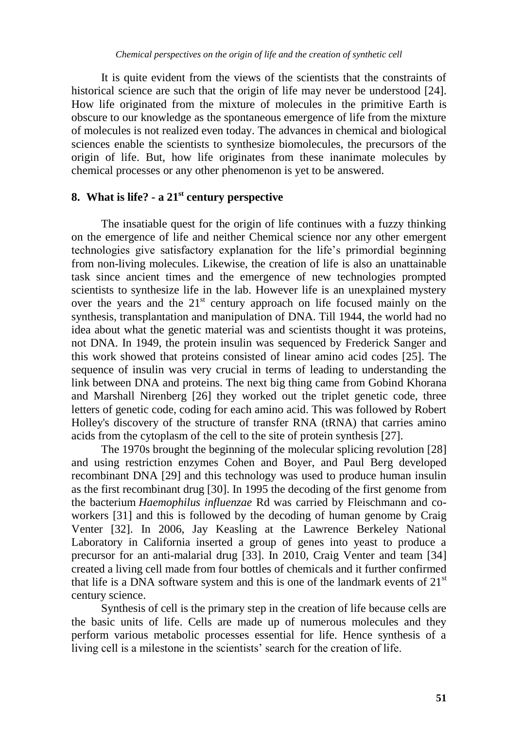It is quite evident from the views of the scientists that the constraints of historical science are such that the origin of life may never be understood [24]. How life originated from the mixture of molecules in the primitive Earth is obscure to our knowledge as the spontaneous emergence of life from the mixture of molecules is not realized even today. The advances in chemical and biological sciences enable the scientists to synthesize biomolecules, the precursors of the origin of life. But, how life originates from these inanimate molecules by chemical processes or any other phenomenon is yet to be answered.

## 8. What is life? - a 21st century perspective

The insatiable quest for the origin of life continues with a fuzzy thinking on the emergence of life and neither Chemical science nor any other emergent technologies give satisfactory explanation for the life's primordial beginning from non-living molecules. Likewise, the creation of life is also an unattainable task since ancient times and the emergence of new technologies prompted scientists to synthesize life in the lab. However life is an unexplained mystery over the years and the 21st century approach on life focused mainly on the synthesis, transplantation and manipulation of DNA. Till 1944, the world had no idea about what the genetic material was and scientists thought it was proteins, not DNA. In 1949, the protein insulin was sequenced by Frederick Sanger and this work showed that proteins consisted of linear amino acid codes [25]. The sequence of insulin was very crucial in terms of leading to understanding the link between DNA and proteins. The next big thing came from Gobind Khorana and Marshall Nirenberg [26] they worked out the triplet genetic code, three letters of genetic code, coding for each amino acid. This was followed by Robert Holley's discovery of the structure of transfer RNA (tRNA) that carries amino acids from the cytoplasm of the cell to the site of protein synthesis [27].

The 1970s brought the beginning of the molecular splicing revolution [28] and using restriction enzymes Cohen and Boyer, and Paul Berg developed recombinant DNA [29] and this technology was used to produce human insulin as the first recombinant drug [30]. In 1995 the decoding of the first genome from the bacterium *Haemophilus influenzae* Rd was carried by Fleischmann and co-workers [31] and this is followed by the decoding of human genome by Craig Venter [32]. In 2006, Jay Keasling at the Lawrence Berkeley National Laboratory in California inserted a group of genes into yeast to produce a precursor for an anti-malarial drug [33]. In 2010, Craig Venter and team [34] created a living cell made from four bottles of chemicals and it further confirmed that life is a DNA software system and this is one of the landmark events of 21st century science.

Synthesis of cell is the primary step in the creation of life because cells are the basic units of life. Cells are made up of numerous molecules and they perform various metabolic processes essential for life. Hence synthesis of a living cell is a milestone in the scientists' search for the creation of life.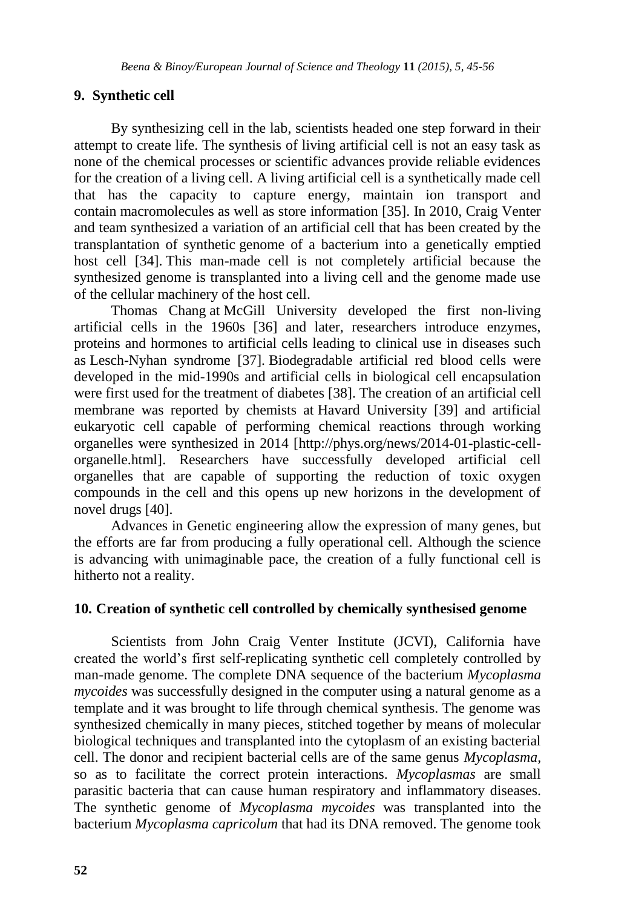## 9. Synthetic cell

By synthesizing cell in the lab, scientists headed one step forward in their attempt to create life. The synthesis of living artificial cell is not an easy task as none of the chemical processes or scientific advances provide reliable evidences for the creation of a living cell. A living artificial cell is a synthetically made cell that has the capacity to capture energy, maintain ion transport and contain macromolecules as well as store information [35]. In 2010, Craig Venter and team synthesized a variation of an artificial cell that has been created by the transplantation of synthetic genome of a bacterium into a genetically emptied host cell [34]. This man-made cell is not completely artificial because the synthesized genome is transplanted into a living cell and the genome made use of the cellular machinery of the host cell.

Thomas Chang at McGill University developed the first non-living artificial cells in the 1960s [36] and later, researchers introduce enzymes, proteins and hormones to artificial cells leading to clinical use in diseases such as Lesch-Nyhan syndrome [37]. Biodegradable artificial red blood cells were developed in the mid-1990s and artificial cells in biological cell encapsulation were first used for the treatment of diabetes [38]. The creation of an artificial cell membrane was reported by chemists at Havard University [39] and artificial eukaryotic cell capable of performing chemical reactions through working organelles were synthesized in 2014 [http://phys.org/news/2014-01-plastic-cell-organelle.html]. Researchers have successfully developed artificial cell organelles that are capable of supporting the reduction of toxic oxygen compounds in the cell and this opens up new horizons in the development of novel drugs [40].

Advances in Genetic engineering allow the expression of many genes, but the efforts are far from producing a fully operational cell. Although the science is advancing with unimaginable pace, the creation of a fully functional cell is hitherto not a reality.

## 10. Creation of synthetic cell controlled by chemically synthesised genome

Scientists from John Craig Venter Institute (JCVI), California have created the world's first self-replicating synthetic cell completely controlled by man-made genome. The complete DNA sequence of the bacterium *Mycoplasma mycoides* was successfully designed in the computer using a natural genome as a template and it was brought to life through chemical synthesis. The genome was synthesized chemically in many pieces, stitched together by means of molecular biological techniques and transplanted into the cytoplasm of an existing bacterial cell. The donor and recipient bacterial cells are of the same genus *Mycoplasma*, so as to facilitate the correct protein interactions. *Mycoplasmas* are small parasitic bacteria that can cause human respiratory and inflammatory diseases. The synthetic genome of *Mycoplasma mycoides* was transplanted into the bacterium *Mycoplasma capricolum* that had its DNA removed. The genome took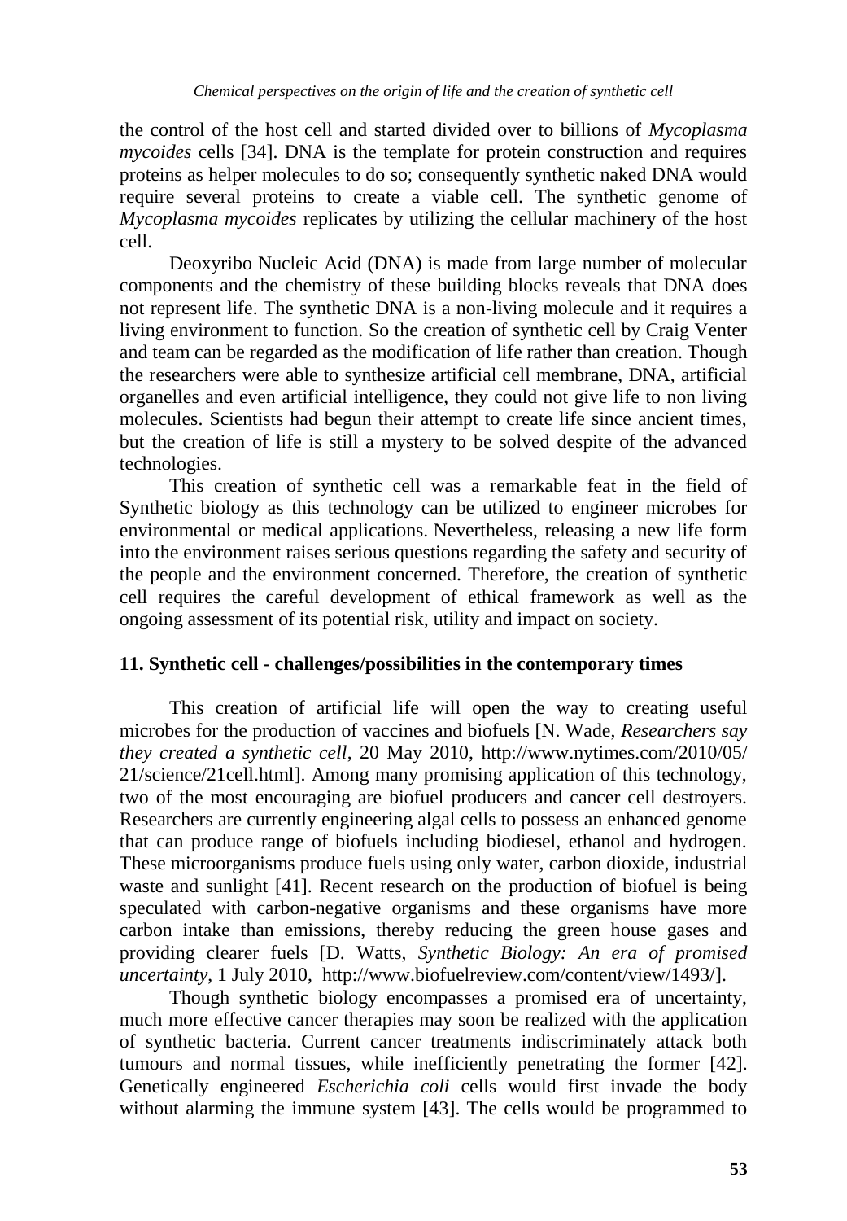the control of the host cell and started divided over to billions of *Mycoplasma mycoides* cells [34]. DNA is the template for protein construction and requires proteins as helper molecules to do so; consequently synthetic naked DNA would require several proteins to create a viable cell. The synthetic genome of *Mycoplasma mycoides* replicates by utilizing the cellular machinery of the host cell.

Deoxyribo Nucleic Acid (DNA) is made from large number of molecular components and the chemistry of these building blocks reveals that DNA does not represent life. The synthetic DNA is a non-living molecule and it requires a living environment to function. So the creation of synthetic cell by Craig Venter and team can be regarded as the modification of life rather than creation. Though the researchers were able to synthesize artificial cell membrane, DNA, artificial organelles and even artificial intelligence, they could not give life to non living molecules. Scientists had begun their attempt to create life since ancient times, but the creation of life is still a mystery to be solved despite of the advanced technologies.

This creation of synthetic cell was a remarkable feat in the field of Synthetic biology as this technology can be utilized to engineer microbes for environmental or medical applications. Nevertheless, releasing a new life form into the environment raises serious questions regarding the safety and security of the people and the environment concerned. Therefore, the creation of synthetic cell requires the careful development of ethical framework as well as the ongoing assessment of its potential risk, utility and impact on society.

## 11. Synthetic cell - challenges/possibilities in the contemporary times

This creation of artificial life will open the way to creating useful microbes for the production of vaccines and biofuels [N. Wade, *Researchers say they created a synthetic cell*, 20 May 2010, http://www.nytimes.com/2010/05/21/science/21cell.html]. Among many promising application of this technology, two of the most encouraging are biofuel producers and cancer cell destroyers. Researchers are currently engineering algal cells to possess an enhanced genome that can produce range of biofuels including biodiesel, ethanol and hydrogen. These microorganisms produce fuels using only water, carbon dioxide, industrial waste and sunlight [41]. Recent research on the production of biofuel is being speculated with carbon-negative organisms and these organisms have more carbon intake than emissions, thereby reducing the green house gases and providing clearer fuels [D. Watts, *Synthetic Biology: An era of promised uncertainty*, 1 July 2010, http://www.biofuelreview.com/content/view/1493/].

Though synthetic biology encompasses a promised era of uncertainty, much more effective cancer therapies may soon be realized with the application of synthetic bacteria. Current cancer treatments indiscriminately attack both tumours and normal tissues, while inefficiently penetrating the former [42]. Genetically engineered *Escherichia coli* cells would first invade the body without alarming the immune system [43]. The cells would be programmed to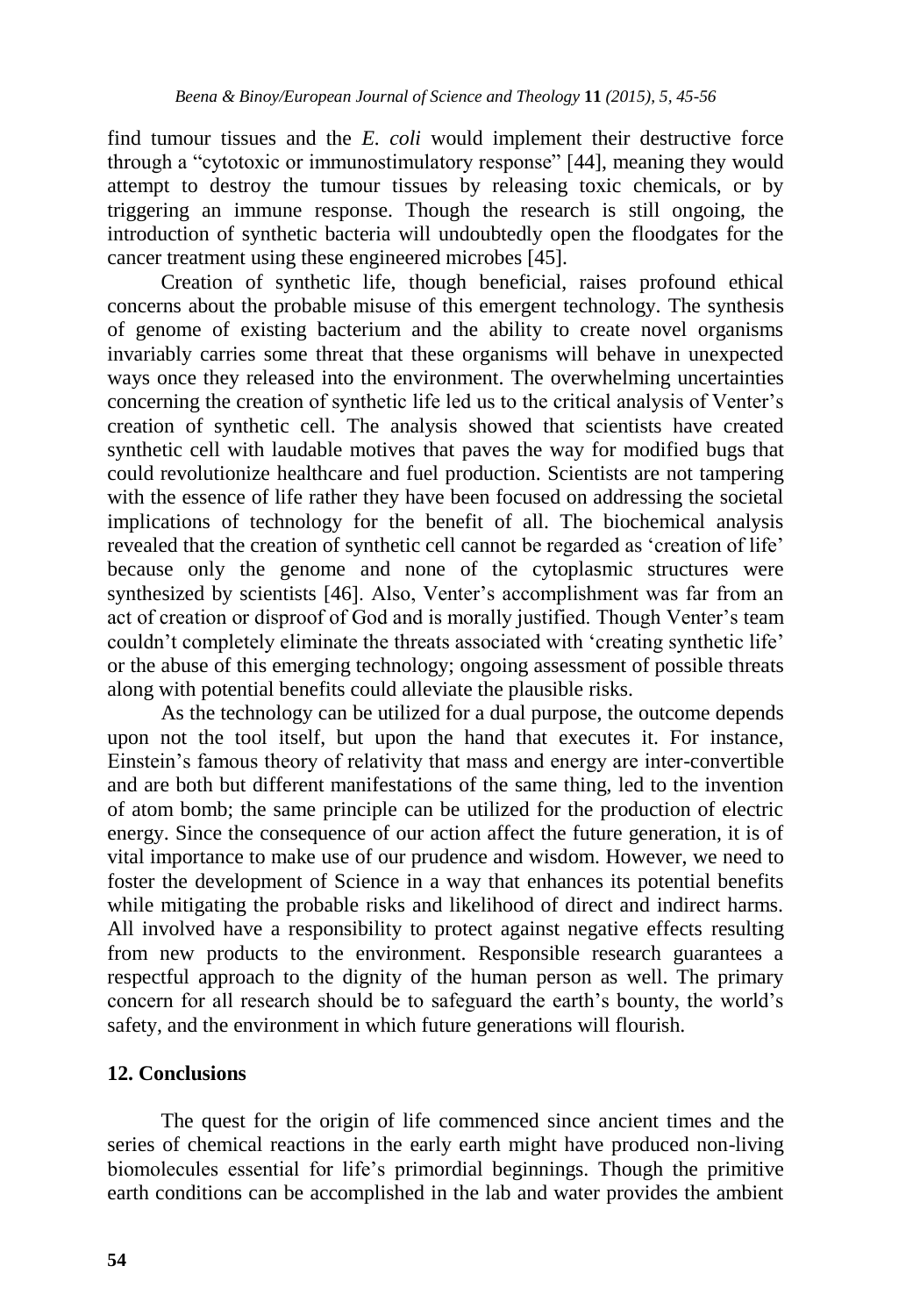find tumour tissues and the *E. coli* would implement their destructive force through a "cytotoxic or immunostimulatory response" [44], meaning they would attempt to destroy the tumour tissues by releasing toxic chemicals, or by triggering an immune response. Though the research is still ongoing, the introduction of synthetic bacteria will undoubtedly open the floodgates for the cancer treatment using these engineered microbes [45].

Creation of synthetic life, though beneficial, raises profound ethical concerns about the probable misuse of this emergent technology. The synthesis of genome of existing bacterium and the ability to create novel organisms invariably carries some threat that these organisms will behave in unexpected ways once they released into the environment. The overwhelming uncertainties concerning the creation of synthetic life led us to the critical analysis of Venter's creation of synthetic cell. The analysis showed that scientists have created synthetic cell with laudable motives that paves the way for modified bugs that could revolutionize healthcare and fuel production. Scientists are not tampering with the essence of life rather they have been focused on addressing the societal implications of technology for the benefit of all. The biochemical analysis revealed that the creation of synthetic cell cannot be regarded as 'creation of life' because only the genome and none of the cytoplasmic structures were synthesized by scientists [46]. Also, Venter's accomplishment was far from an act of creation or disproof of God and is morally justified. Though Venter's team couldn't completely eliminate the threats associated with 'creating synthetic life' or the abuse of this emerging technology; ongoing assessment of possible threats along with potential benefits could alleviate the plausible risks.

As the technology can be utilized for a dual purpose, the outcome depends upon not the tool itself, but upon the hand that executes it. For instance, Einstein's famous theory of relativity that mass and energy are inter-convertible and are both but different manifestations of the same thing, led to the invention of atom bomb; the same principle can be utilized for the production of electric energy. Since the consequence of our action affect the future generation, it is of vital importance to make use of our prudence and wisdom. However, we need to foster the development of Science in a way that enhances its potential benefits while mitigating the probable risks and likelihood of direct and indirect harms. All involved have a responsibility to protect against negative effects resulting from new products to the environment. Responsible research guarantees a respectful approach to the dignity of the human person as well. The primary concern for all research should be to safeguard the earth's bounty, the world's safety, and the environment in which future generations will flourish.

## 12. Conclusions

The quest for the origin of life commenced since ancient times and the series of chemical reactions in the early earth might have produced non-living biomolecules essential for life's primordial beginnings. Though the primitive earth conditions can be accomplished in the lab and water provides the ambient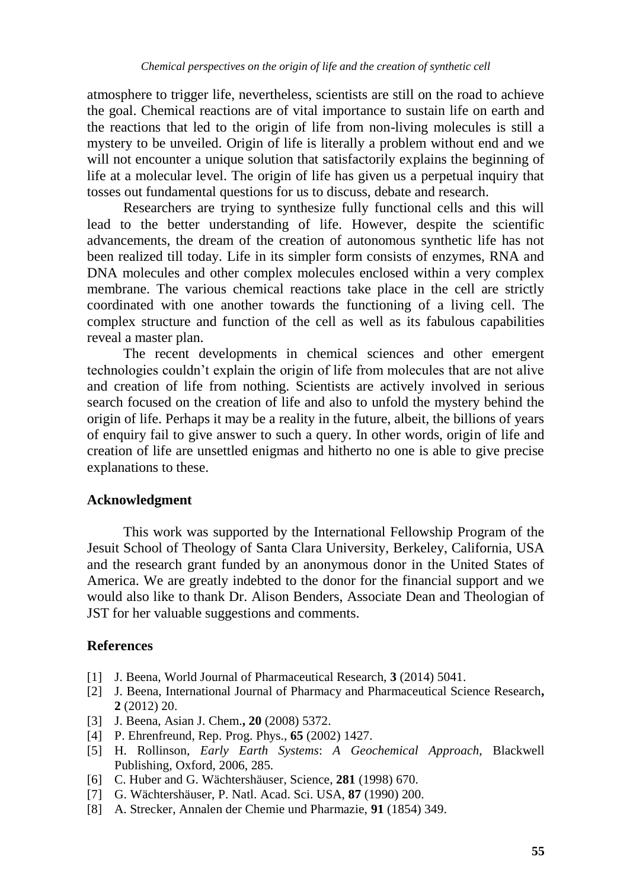atmosphere to trigger life, nevertheless, scientists are still on the road to achieve the goal. Chemical reactions are of vital importance to sustain life on earth and the reactions that led to the origin of life from non-living molecules is still a mystery to be unveiled. Origin of life is literally a problem without end and we will not encounter a unique solution that satisfactorily explains the beginning of life at a molecular level. The origin of life has given us a perpetual inquiry that tosses out fundamental questions for us to discuss, debate and research.

Researchers are trying to synthesize fully functional cells and this will lead to the better understanding of life. However, despite the scientific advancements, the dream of the creation of autonomous synthetic life has not been realized till today. Life in its simpler form consists of enzymes, RNA and DNA molecules and other complex molecules enclosed within a very complex membrane. The various chemical reactions take place in the cell are strictly coordinated with one another towards the functioning of a living cell. The complex structure and function of the cell as well as its fabulous capabilities reveal a master plan.

The recent developments in chemical sciences and other emergent technologies couldn't explain the origin of life from molecules that are not alive and creation of life from nothing. Scientists are actively involved in serious search focused on the creation of life and also to unfold the mystery behind the origin of life. Perhaps it may be a reality in the future, albeit, the billions of years of enquiry fail to give answer to such a query. In other words, origin of life and creation of life are unsettled enigmas and hitherto no one is able to give precise explanations to these.

## Acknowledgment

This work was supported by the International Fellowship Program of the Jesuit School of Theology of Santa Clara University, Berkeley, California, USA and the research grant funded by an anonymous donor in the United States of America. We are greatly indebted to the donor for the financial support and we would also like to thank Dr. Alison Benders, Associate Dean and Theologian of JST for her valuable suggestions and comments.

## References

[1] J. Beena, World Journal of Pharmaceutical Research, **3** (2014) 5041.

[2] J. Beena, International Journal of Pharmacy and Pharmaceutical Science Research**,** **2** (2012) 20.

[3] J. Beena, Asian J. Chem.**,** **20** (2008) 5372.

[4] P. Ehrenfreund, Rep. Prog. Phys., **65** (2002) 1427.

[5] H. Rollinson, *Early Earth Systems*: *A Geochemical Approach*, Blackwell Publishing, Oxford, 2006, 285.

[6] C. Huber and G. Wächtershäuser, Science, **281** (1998) 670.

[7] G. Wächtershäuser, P. Natl. Acad. Sci. USA, **87** (1990) 200.

[8] A. Strecker, Annalen der Chemie und Pharmazie, **91** (1854) 349.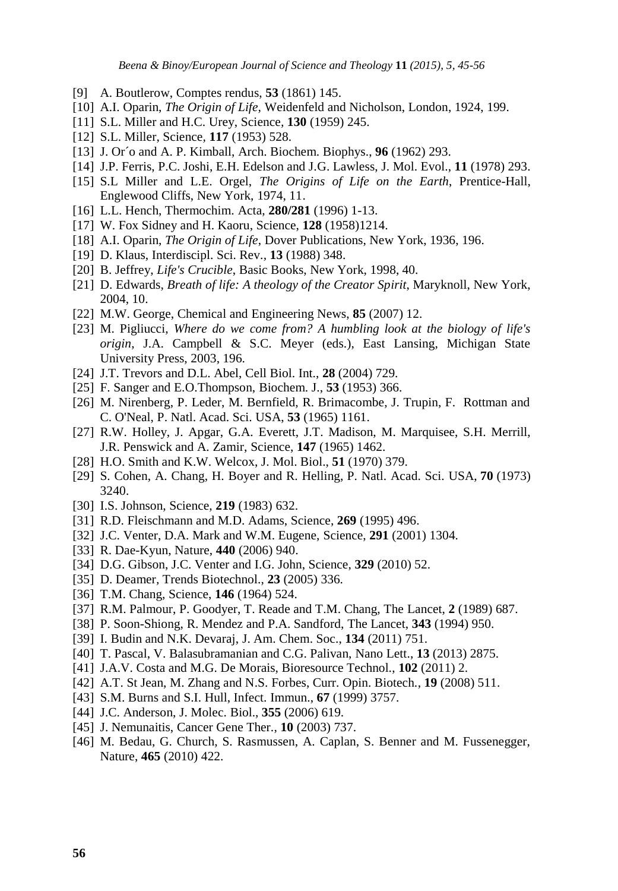[9] A. Boutlerow, Comptes rendus, **53** (1861) 145.
[10] A.I. Oparin, *The Origin of Life*, Weidenfeld and Nicholson, London, 1924, 199.
[11] S.L. Miller and H.C. Urey, Science, **130** (1959) 245.
[12] S.L. Miller, Science, **117** (1953) 528.
[13] J. Or´o and A. P. Kimball, Arch. Biochem. Biophys., **96** (1962) 293.
[14] J.P. Ferris, P.C. Joshi, E.H. Edelson and J.G. Lawless, J. Mol. Evol., **11** (1978) 293.
[15] S.L Miller and L.E. Orgel, *The Origins of Life on the Earth*, Prentice-Hall, Englewood Cliffs, New York, 1974, 11.
[16] L.L. Hench, Thermochim. Acta, **280/281** (1996) 1-13.
[17] W. Fox Sidney and H. Kaoru, Science, **128** (1958)1214.
[18] A.I. Oparin, *The Origin of Life*, Dover Publications, New York, 1936, 196.
[19] D. Klaus, Interdiscipl. Sci. Rev., **13** (1988) 348.
[20] B. Jeffrey, *Life's Crucible*, Basic Books, New York, 1998, 40.
[21] D. Edwards, *Breath of life: A theology of the Creator Spirit*, Maryknoll, New York, 2004, 10.
[22] M.W. George, Chemical and Engineering News, **85** (2007) 12.
[23] M. Pigliucci, *Where do we come from? A humbling look at the biology of life's origin*, J.A. Campbell & S.C. Meyer (eds.), East Lansing, Michigan State University Press, 2003, 196.
[24] J.T. Trevors and D.L. Abel, Cell Biol. Int., **28** (2004) 729.
[25] F. Sanger and E.O.Thompson, Biochem. J., **53** (1953) 366.
[26] M. Nirenberg, P. Leder, M. Bernfield, R. Brimacombe, J. Trupin, F. Rottman and C. O'Neal, P. Natl. Acad. Sci. USA, **53** (1965) 1161.
[27] R.W. Holley, J. Apgar, G.A. Everett, J.T. Madison, M. Marquisee, S.H. Merrill, J.R. Penswick and A. Zamir, Science, **147** (1965) 1462.
[28] H.O. Smith and K.W. Welcox, J. Mol. Biol., **51** (1970) 379.
[29] S. Cohen, A. Chang, H. Boyer and R. Helling, P. Natl. Acad. Sci. USA, **70** (1973) 3240.
[30] I.S. Johnson, Science, **219** (1983) 632.
[31] R.D. Fleischmann and M.D. Adams, Science, **269** (1995) 496.
[32] J.C. Venter, D.A. Mark and W.M. Eugene, Science, **291** (2001) 1304.
[33] R. Dae-Kyun, Nature, **440** (2006) 940.
[34] D.G. Gibson, J.C. Venter and I.G. John, Science, **329** (2010) 52.
[35] D. Deamer, Trends Biotechnol., **23** (2005) 336.
[36] T.M. Chang, Science, **146** (1964) 524.
[37] R.M. Palmour, P. Goodyer, T. Reade and T.M. Chang, The Lancet, **2** (1989) 687.
[38] P. Soon-Shiong, R. Mendez and P.A. Sandford, The Lancet, **343** (1994) 950.
[39] I. Budin and N.K. Devaraj, J. Am. Chem. Soc., **134** (2011) 751.
[40] T. Pascal, V. Balasubramanian and C.G. Palivan, Nano Lett., **13** (2013) 2875.
[41] J.A.V. Costa and M.G. De Morais, Bioresource Technol., **102** (2011) 2.
[42] A.T. St Jean, M. Zhang and N.S. Forbes, Curr. Opin. Biotech., **19** (2008) 511.
[43] S.M. Burns and S.I. Hull, Infect. Immun., **67** (1999) 3757.
[44] J.C. Anderson, J. Molec. Biol., **355** (2006) 619.
[45] J. Nemunaitis, Cancer Gene Ther., **10** (2003) 737.
[46] M. Bedau, G. Church, S. Rasmussen, A. Caplan, S. Benner and M. Fussenegger, Nature, **465** (2010) 422.